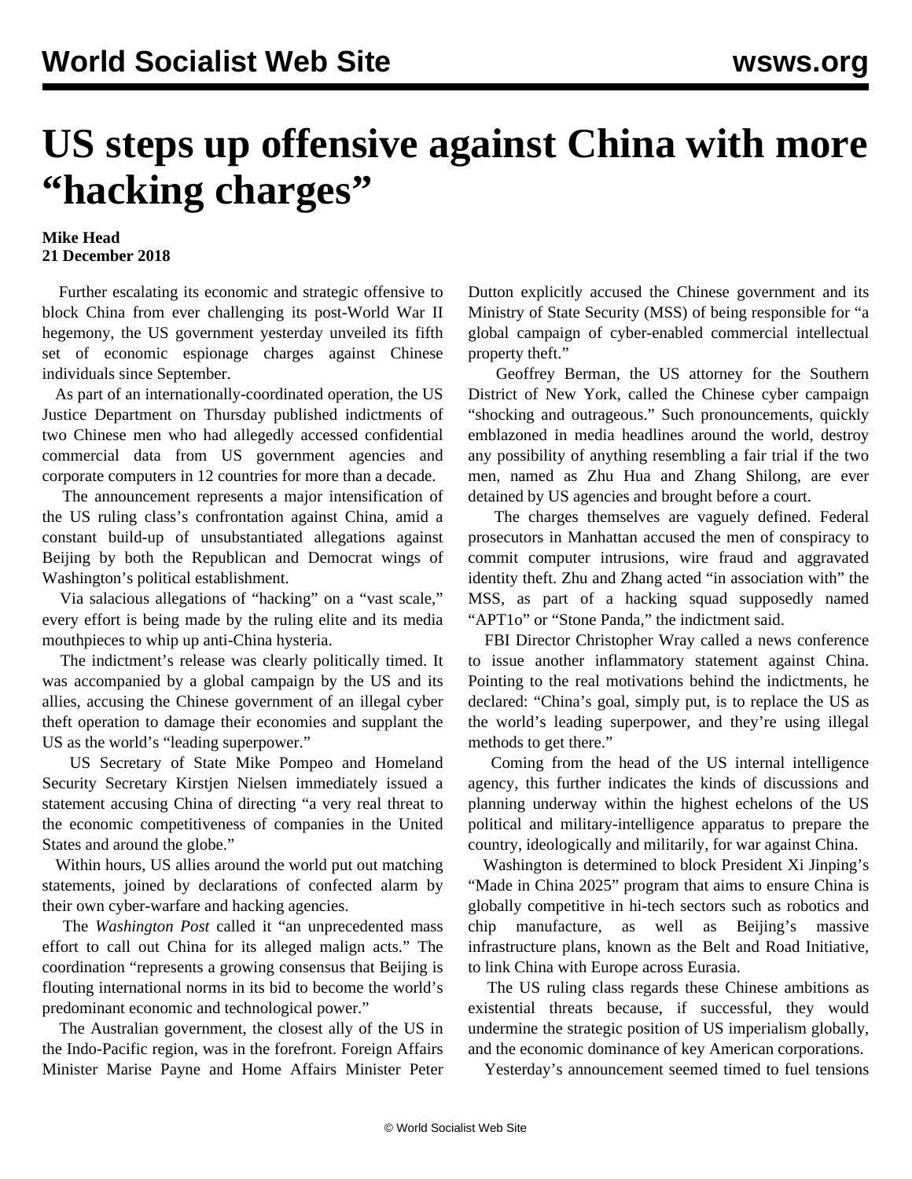# US steps up offensive against China with more "hacking charges"

**Mike Head**
**21 December 2018**

Further escalating its economic and strategic offensive to block China from ever challenging its post-World War II hegemony, the US government yesterday unveiled its fifth set of economic espionage charges against Chinese individuals since September.

As part of an internationally-coordinated operation, the US Justice Department on Thursday published indictments of two Chinese men who had allegedly accessed confidential commercial data from US government agencies and corporate computers in 12 countries for more than a decade.

The announcement represents a major intensification of the US ruling class's confrontation against China, amid a constant build-up of unsubstantiated allegations against Beijing by both the Republican and Democrat wings of Washington's political establishment.

Via salacious allegations of "hacking" on a "vast scale," every effort is being made by the ruling elite and its media mouthpieces to whip up anti-China hysteria.

The indictment's release was clearly politically timed. It was accompanied by a global campaign by the US and its allies, accusing the Chinese government of an illegal cyber theft operation to damage their economies and supplant the US as the world's "leading superpower."

US Secretary of State Mike Pompeo and Homeland Security Secretary Kirstjen Nielsen immediately issued a statement accusing China of directing "a very real threat to the economic competitiveness of companies in the United States and around the globe."

Within hours, US allies around the world put out matching statements, joined by declarations of confected alarm by their own cyber-warfare and hacking agencies.

The *Washington Post* called it "an unprecedented mass effort to call out China for its alleged malign acts." The coordination "represents a growing consensus that Beijing is flouting international norms in its bid to become the world's predominant economic and technological power."

The Australian government, the closest ally of the US in the Indo-Pacific region, was in the forefront. Foreign Affairs Minister Marise Payne and Home Affairs Minister Peter Dutton explicitly accused the Chinese government and its Ministry of State Security (MSS) of being responsible for "a global campaign of cyber-enabled commercial intellectual property theft."

Geoffrey Berman, the US attorney for the Southern District of New York, called the Chinese cyber campaign "shocking and outrageous." Such pronouncements, quickly emblazoned in media headlines around the world, destroy any possibility of anything resembling a fair trial if the two men, named as Zhu Hua and Zhang Shilong, are ever detained by US agencies and brought before a court.

The charges themselves are vaguely defined. Federal prosecutors in Manhattan accused the men of conspiracy to commit computer intrusions, wire fraud and aggravated identity theft. Zhu and Zhang acted "in association with" the MSS, as part of a hacking squad supposedly named "APT1o" or "Stone Panda," the indictment said.

FBI Director Christopher Wray called a news conference to issue another inflammatory statement against China. Pointing to the real motivations behind the indictments, he declared: "China's goal, simply put, is to replace the US as the world's leading superpower, and they're using illegal methods to get there."

Coming from the head of the US internal intelligence agency, this further indicates the kinds of discussions and planning underway within the highest echelons of the US political and military-intelligence apparatus to prepare the country, ideologically and militarily, for war against China.

Washington is determined to block President Xi Jinping's "Made in China 2025" program that aims to ensure China is globally competitive in hi-tech sectors such as robotics and chip manufacture, as well as Beijing's massive infrastructure plans, known as the Belt and Road Initiative, to link China with Europe across Eurasia.

The US ruling class regards these Chinese ambitions as existential threats because, if successful, they would undermine the strategic position of US imperialism globally, and the economic dominance of key American corporations.

Yesterday's announcement seemed timed to fuel tensions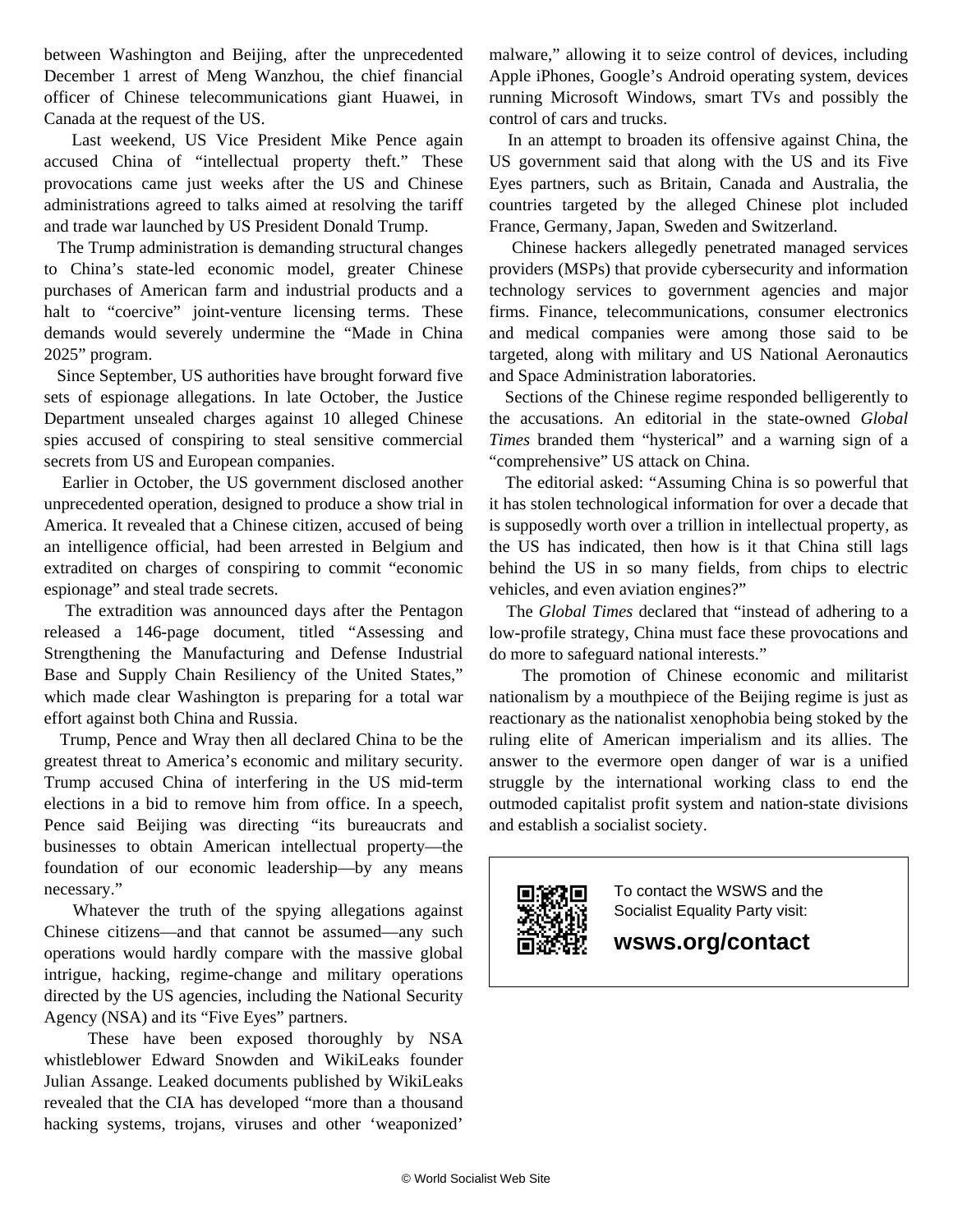between Washington and Beijing, after the unprecedented December 1 arrest of Meng Wanzhou, the chief financial officer of Chinese telecommunications giant Huawei, in Canada at the request of the US.

Last weekend, US Vice President Mike Pence again accused China of "intellectual property theft." These provocations came just weeks after the US and Chinese administrations agreed to talks aimed at resolving the tariff and trade war launched by US President Donald Trump.

The Trump administration is demanding structural changes to China's state-led economic model, greater Chinese purchases of American farm and industrial products and a halt to "coercive" joint-venture licensing terms. These demands would severely undermine the "Made in China 2025" program.

Since September, US authorities have brought forward five sets of espionage allegations. In late October, the Justice Department unsealed charges against 10 alleged Chinese spies accused of conspiring to steal sensitive commercial secrets from US and European companies.

Earlier in October, the US government disclosed another unprecedented operation, designed to produce a show trial in America. It revealed that a Chinese citizen, accused of being an intelligence official, had been arrested in Belgium and extradited on charges of conspiring to commit "economic espionage" and steal trade secrets.

The extradition was announced days after the Pentagon released a 146-page document, titled "Assessing and Strengthening the Manufacturing and Defense Industrial Base and Supply Chain Resiliency of the United States," which made clear Washington is preparing for a total war effort against both China and Russia.

Trump, Pence and Wray then all declared China to be the greatest threat to America's economic and military security. Trump accused China of interfering in the US mid-term elections in a bid to remove him from office. In a speech, Pence said Beijing was directing "its bureaucrats and businesses to obtain American intellectual property—the foundation of our economic leadership—by any means necessary."

Whatever the truth of the spying allegations against Chinese citizens—and that cannot be assumed—any such operations would hardly compare with the massive global intrigue, hacking, regime-change and military operations directed by the US agencies, including the National Security Agency (NSA) and its "Five Eyes" partners.

These have been exposed thoroughly by NSA whistleblower Edward Snowden and WikiLeaks founder Julian Assange. Leaked documents published by WikiLeaks revealed that the CIA has developed "more than a thousand hacking systems, trojans, viruses and other 'weaponized' malware," allowing it to seize control of devices, including Apple iPhones, Google's Android operating system, devices running Microsoft Windows, smart TVs and possibly the control of cars and trucks.

In an attempt to broaden its offensive against China, the US government said that along with the US and its Five Eyes partners, such as Britain, Canada and Australia, the countries targeted by the alleged Chinese plot included France, Germany, Japan, Sweden and Switzerland.

Chinese hackers allegedly penetrated managed services providers (MSPs) that provide cybersecurity and information technology services to government agencies and major firms. Finance, telecommunications, consumer electronics and medical companies were among those said to be targeted, along with military and US National Aeronautics and Space Administration laboratories.

Sections of the Chinese regime responded belligerently to the accusations. An editorial in the state-owned *Global Times* branded them "hysterical" and a warning sign of a "comprehensive" US attack on China.

The editorial asked: "Assuming China is so powerful that it has stolen technological information for over a decade that is supposedly worth over a trillion in intellectual property, as the US has indicated, then how is it that China still lags behind the US in so many fields, from chips to electric vehicles, and even aviation engines?"

The *Global Times* declared that "instead of adhering to a low-profile strategy, China must face these provocations and do more to safeguard national interests."

The promotion of Chinese economic and militarist nationalism by a mouthpiece of the Beijing regime is just as reactionary as the nationalist xenophobia being stoked by the ruling elite of American imperialism and its allies. The answer to the evermore open danger of war is a unified struggle by the international working class to end the outmoded capitalist profit system and nation-state divisions and establish a socialist society.

To contact the WSWS and the Socialist Equality Party visit:

**wsws.org/contact**